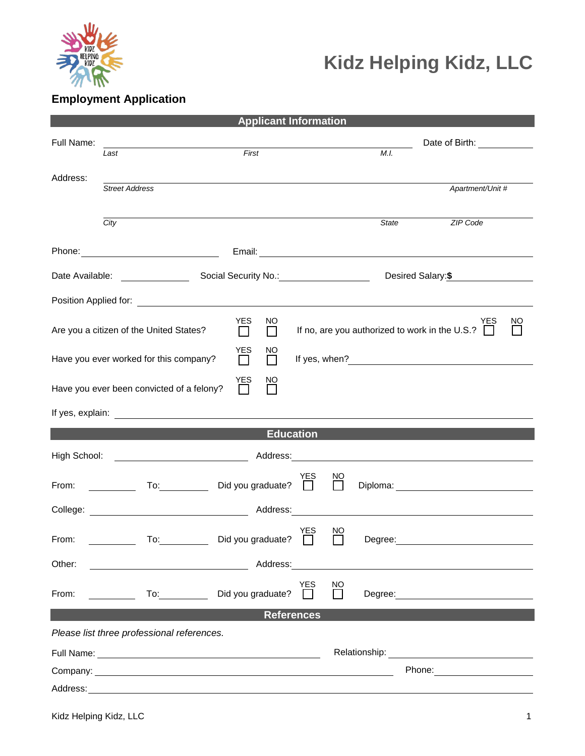# Kidz Helping Kidz, LLC

## Employment Application

### Applicant Information

Full Name: ______________________________________________ Date of Birth: __________

*Last* *First* *M.I.*

Address: ______________________________________________

*Street Address* *Apartment/Unit #*

______________________________________________

*City* *State* *ZIP Code*

Phone: ____________________ Email: ______________________________

Date Available: __________ Social Security No.: ______________ Desired Salary: **$** ____________

Position Applied for: ______________________________________________

Are you a citizen of the United States? YES ☐ NO ☐ If no, are you authorized to work in the U.S.? YES ☐ NO ☐

Have you ever worked for this company? YES ☐ NO ☐ If yes, when? ____________________

Have you ever been convicted of a felony? YES ☐ NO ☐

If yes, explain: ______________________________________________

### Education

High School: ____________________ Address: ______________________________

From: ________ To: ________ Did you graduate? YES ☐ NO ☐ Diploma: ____________________

College: ____________________ Address: ______________________________

From: ________ To: ________ Did you graduate? YES ☐ NO ☐ Degree: ____________________

Other: ____________________ Address: ______________________________

From: ________ To: ________ Did you graduate? YES ☐ NO ☐ Degree: ____________________

### References

*Please list three professional references.*

Full Name: ______________________________ Relationship: ____________________

Company: ______________________________ Phone: ____________________

Address: ______________________________________________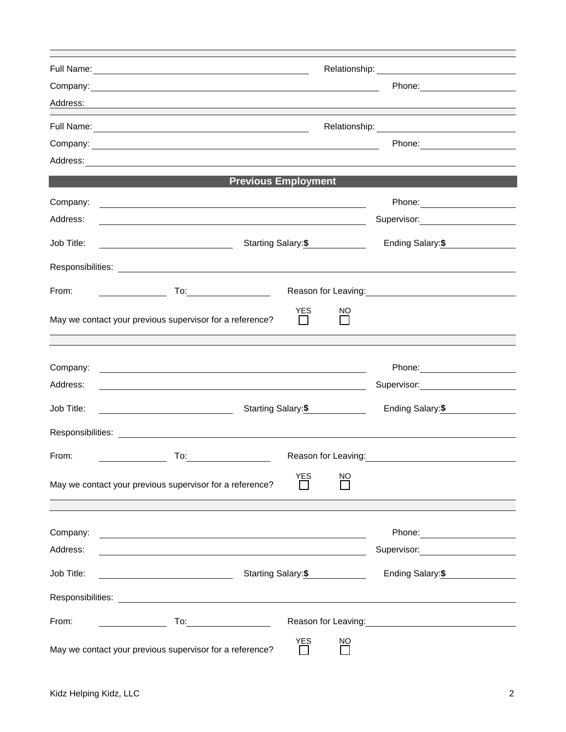Full Name: ______________________ Relationship: ______________________

Company: ______________________ Phone: ______________________

Address: ______________________

Full Name: ______________________ Relationship: ______________________

Company: ______________________ Phone: ______________________

Address: ______________________

## Previous Employment

Company: ______________________ Phone: ______________________

Address: ______________________ Supervisor: ______________________

Job Title: ______________________ Starting Salary: $ __________ Ending Salary: $ __________

Responsibilities: ______________________

From: __________ To: __________ Reason for Leaving: ______________________

May we contact your previous supervisor for a reference? YES ☐ NO ☐

Company: ______________________ Phone: ______________________

Address: ______________________ Supervisor: ______________________

Job Title: ______________________ Starting Salary: $ __________ Ending Salary: $ __________

Responsibilities: ______________________

From: __________ To: __________ Reason for Leaving: ______________________

May we contact your previous supervisor for a reference? YES ☐ NO ☐

Company: ______________________ Phone: ______________________

Address: ______________________ Supervisor: ______________________

Job Title: ______________________ Starting Salary: $ __________ Ending Salary: $ __________

Responsibilities: ______________________

From: __________ To: __________ Reason for Leaving: ______________________

May we contact your previous supervisor for a reference? YES ☐ NO ☐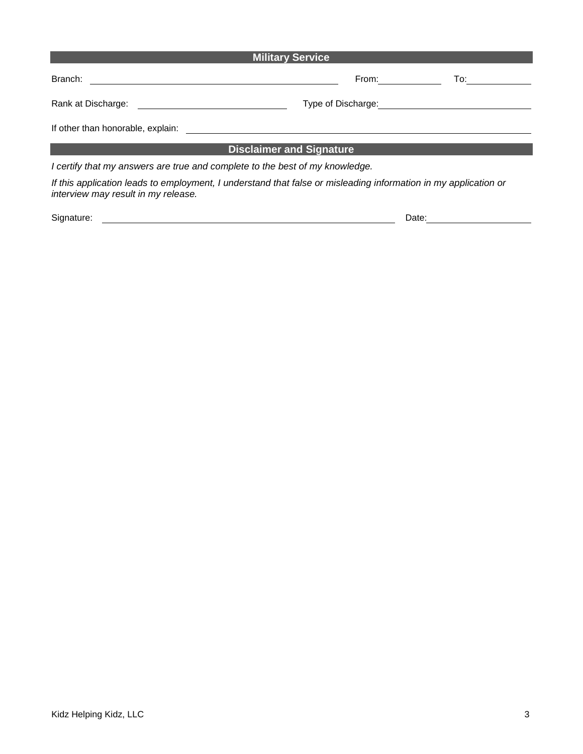## Military Service

Branch: ______________________________ From: __________ To: __________

Rank at Discharge: ______________________ Type of Discharge: ______________________

If other than honorable, explain: ____________________________________________

## Disclaimer and Signature

*I certify that my answers are true and complete to the best of my knowledge.*

*If this application leads to employment, I understand that false or misleading information in my application or interview may result in my release.*

Signature: ______________________________________ Date: ________________